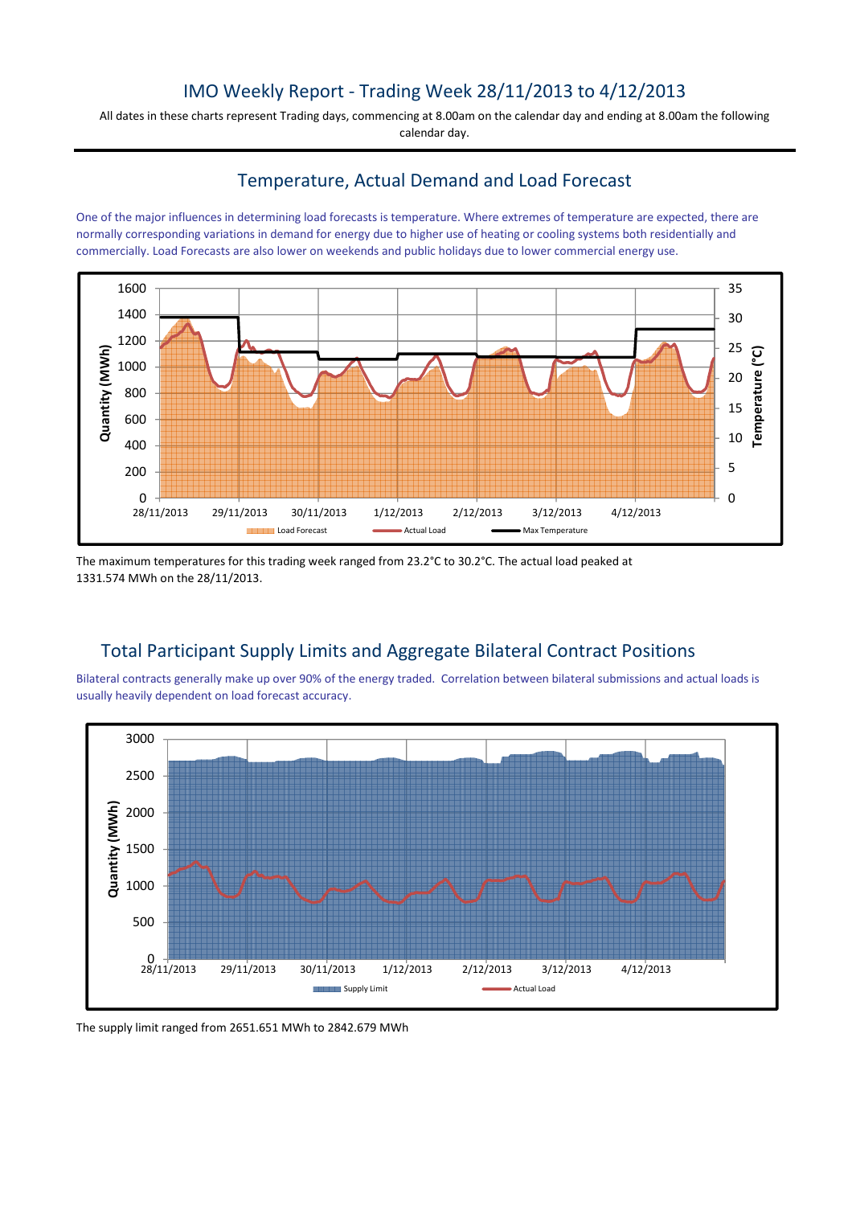# IMO Weekly Report - Trading Week 28/11/2013 to 4/12/2013

All dates in these charts represent Trading days, commencing at 8.00am on the calendar day and ending at 8.00am the following calendar day.

## Temperature, Actual Demand and Load Forecast

One of the major influences in determining load forecasts is temperature. Where extremes of temperature are expected, there are normally corresponding variations in demand for energy due to higher use of heating or cooling systems both residentially and commercially. Load Forecasts are also lower on weekends and public holidays due to lower commercial energy use.

The maximum temperatures for this trading week ranged from 23.2°C to 30.2°C. The actual load peaked at 1331.574 MWh on the 28/11/2013.

## Total Participant Supply Limits and Aggregate Bilateral Contract Positions

Bilateral contracts generally make up over 90% of the energy traded. Correlation between bilateral submissions and actual loads is usually heavily dependent on load forecast accuracy.

The supply limit ranged from 2651.651 MWh to 2842.679 MWh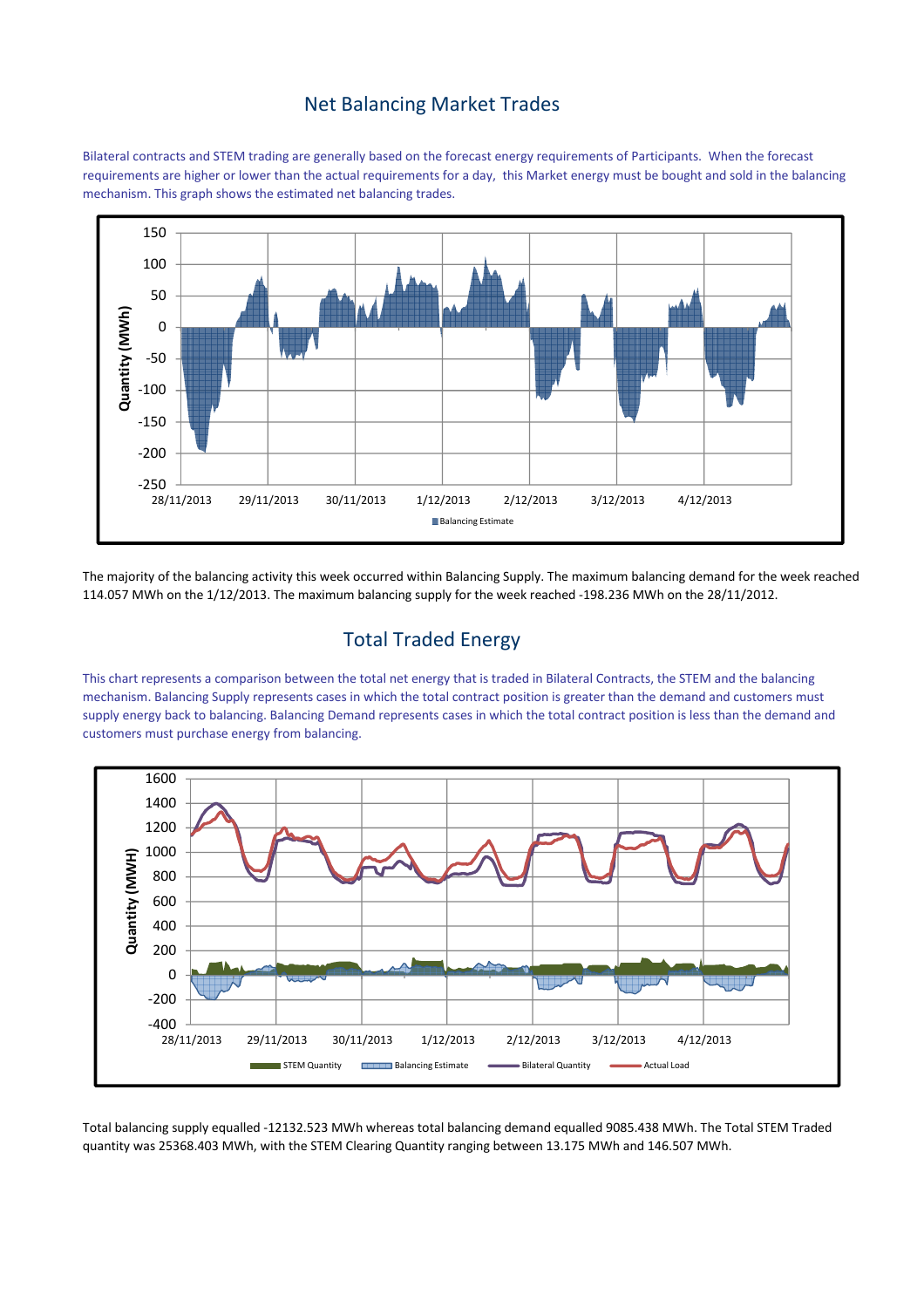## Net Balancing Market Trades

Bilateral contracts and STEM trading are generally based on the forecast energy requirements of Participants. When the forecast requirements are higher or lower than the actual requirements for a day, this Market energy must be bought and sold in the balancing mechanism. This graph shows the estimated net balancing trades.

The majority of the balancing activity this week occurred within Balancing Supply. The maximum balancing demand for the week reached 114.057 MWh on the 1/12/2013. The maximum balancing supply for the week reached -198.236 MWh on the 28/11/2012.

## Total Traded Energy

This chart represents a comparison between the total net energy that is traded in Bilateral Contracts, the STEM and the balancing mechanism. Balancing Supply represents cases in which the total contract position is greater than the demand and customers must supply energy back to balancing. Balancing Demand represents cases in which the total contract position is less than the demand and customers must purchase energy from balancing.

Total balancing supply equalled -12132.523 MWh whereas total balancing demand equalled 9085.438 MWh. The Total STEM Traded quantity was 25368.403 MWh, with the STEM Clearing Quantity ranging between 13.175 MWh and 146.507 MWh.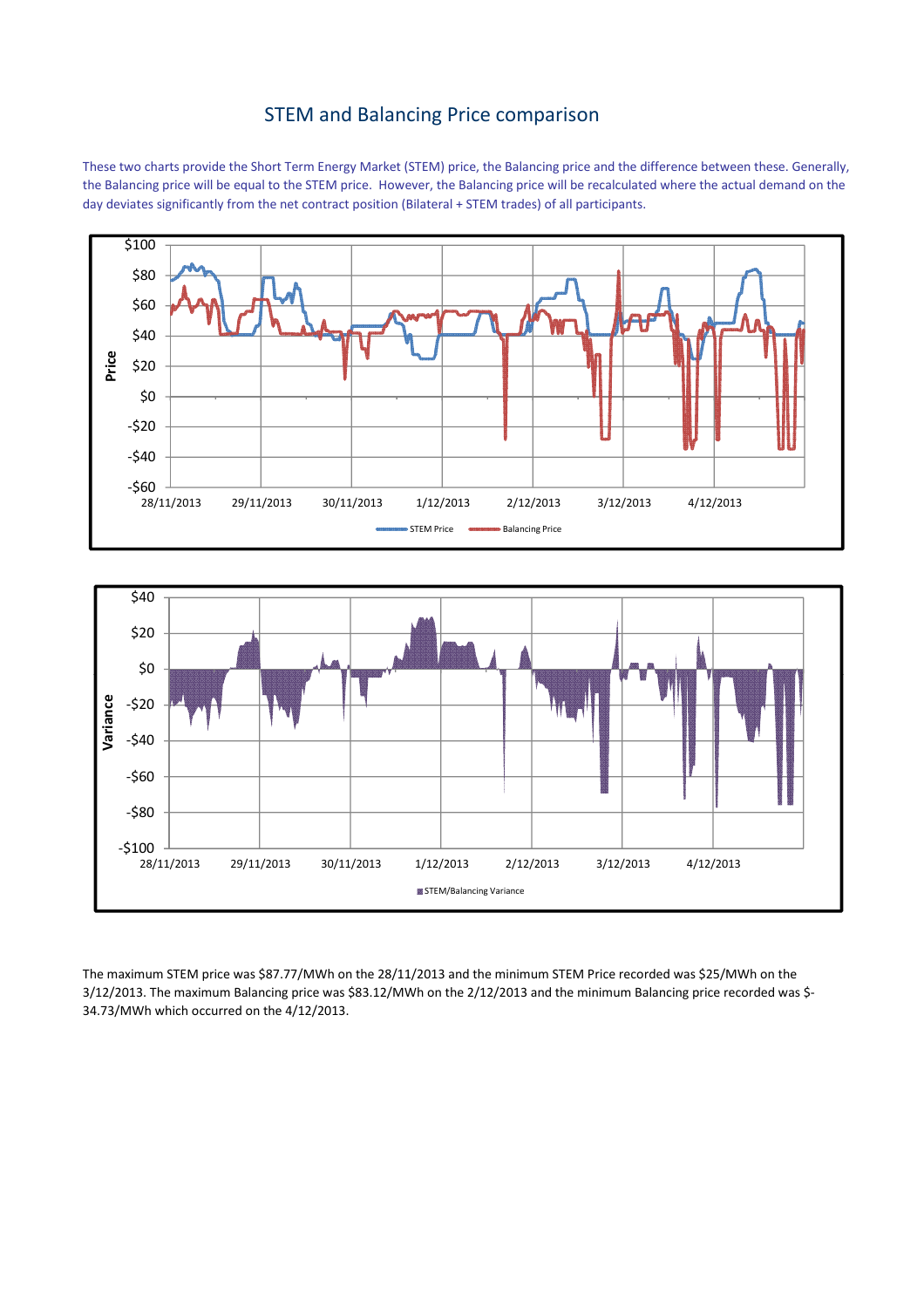# STEM and Balancing Price comparison

These two charts provide the Short Term Energy Market (STEM) price, the Balancing price and the difference between these. Generally, the Balancing price will be equal to the STEM price. However, the Balancing price will be recalculated where the actual demand on the day deviates significantly from the net contract position (Bilateral + STEM trades) of all participants.

Price

$100
$80
$60
$40
$20
$0
-$20
-$40
-$60

28/11/2013
29/11/2013
30/11/2013
1/12/2013
2/12/2013
3/12/2013
4/12/2013

STEM Price
Balancing Price

Variance

$40
$20
$0
-$20
-$40
-$60
-$80
-$100

28/11/2013
29/11/2013
30/11/2013
1/12/2013
2/12/2013
3/12/2013
4/12/2013

STEM/Balancing Variance

The maximum STEM price was $87.77/MWh on the 28/11/2013 and the minimum STEM Price recorded was $25/MWh on the 3/12/2013. The maximum Balancing price was $83.12/MWh on the 2/12/2013 and the minimum Balancing price recorded was $-34.73/MWh which occurred on the 4/12/2013.